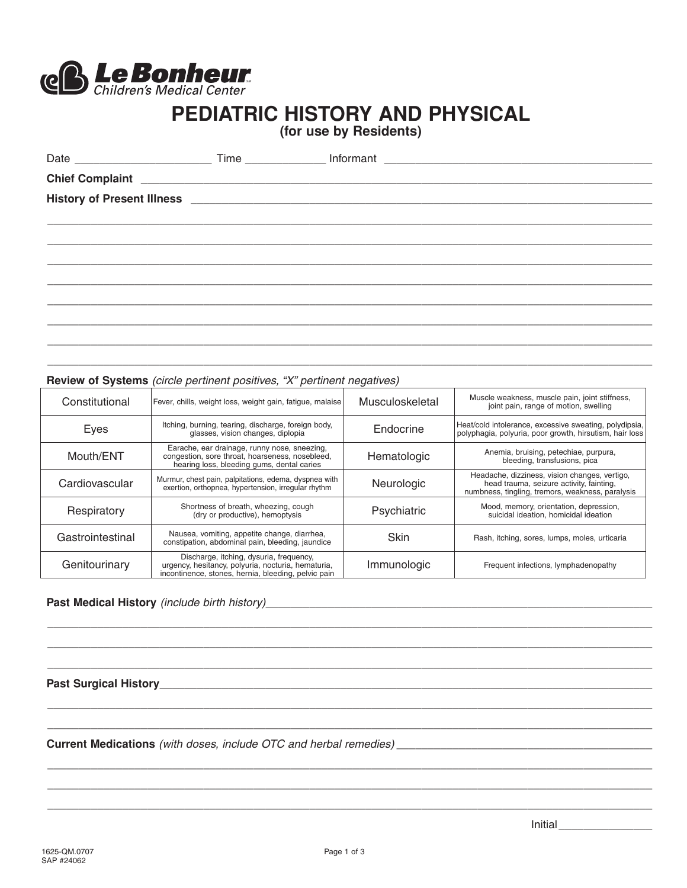Le Bonheur Children's Medical Center

# PEDIATRIC HISTORY AND PHYSICAL

**(for use by Residents)**

Date ____________________ Time ____________ Informant ________________________________________

**Chief Complaint** ________________________________________________________________________________

**History of Present Illness** ______________________________________________________________________

________________________________________________________________________________________________

________________________________________________________________________________________________

________________________________________________________________________________________________

________________________________________________________________________________________________

________________________________________________________________________________________________

________________________________________________________________________________________________

________________________________________________________________________________________________

________________________________________________________________________________________________

**Review of Systems** *(circle pertinent positives, "X" pertinent negatives)*

| | | | |
|---|---|---|---|
| Constitutional | Fever, chills, weight loss, weight gain, fatigue, malaise | Musculoskeletal | Muscle weakness, muscle pain, joint stiffness, joint pain, range of motion, swelling |
| Eyes | Itching, burning, tearing, discharge, foreign body, glasses, vision changes, diplopia | Endocrine | Heat/cold intolerance, excessive sweating, polydipsia, polyphagia, polyuria, poor growth, hirsutism, hair loss |
| Mouth/ENT | Earache, ear drainage, runny nose, sneezing, congestion, sore throat, hoarseness, nosebleed, hearing loss, bleeding gums, dental caries | Hematologic | Anemia, bruising, petechiae, purpura, bleeding, transfusions, pica |
| Cardiovascular | Murmur, chest pain, palpitations, edema, dyspnea with exertion, orthopnea, hypertension, irregular rhythm | Neurologic | Headache, dizziness, vision changes, vertigo, head trauma, seizure activity, fainting, numbness, tingling, tremors, weakness, paralysis |
| Respiratory | Shortness of breath, wheezing, cough (dry or productive), hemoptysis | Psychiatric | Mood, memory, orientation, depression, suicidal ideation, homicidal ideation |
| Gastrointestinal | Nausea, vomiting, appetite change, diarrhea, constipation, abdominal pain, bleeding, jaundice | Skin | Rash, itching, sores, lumps, moles, urticaria |
| Genitourinary | Discharge, itching, dysuria, frequency, urgency, hesitancy, polyuria, nocturia, hematuria, incontinence, stones, hernia, bleeding, pelvic pain | Immunologic | Frequent infections, lymphadenopathy |

**Past Medical History** *(include birth history)*________________________________________________________

________________________________________________________________________________________________

________________________________________________________________________________________________

________________________________________________________________________________________________

**Past Surgical History**__________________________________________________________________________

________________________________________________________________________________________________

________________________________________________________________________________________________

**Current Medications** *(with doses, include OTC and herbal remedies)* ____________________________________

________________________________________________________________________________________________

________________________________________________________________________________________________

________________________________________________________________________________________________

Initial _______________

1625-QM.0707
SAP #24062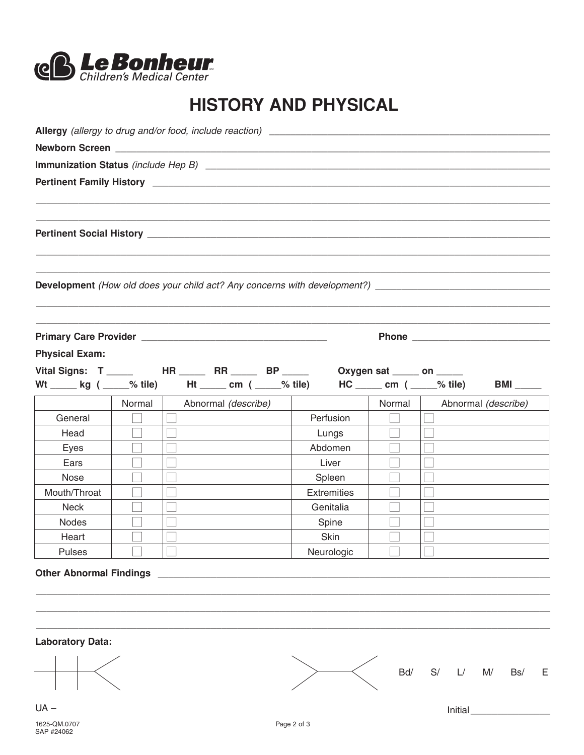Le Bonheur Children's Medical Center

# HISTORY AND PHYSICAL

**Allergy** *(allergy to drug and/or food, include reaction)* ______________________________________________

**Newborn Screen** ______________________________________________

**Immunization Status** *(include Hep B)* ______________________________________________

**Pertinent Family History** ______________________________________________

______________________________________________

______________________________________________

**Pertinent Social History** ______________________________________________

______________________________________________

______________________________________________

**Development** *(How old does your child act? Any concerns with development?)* ______________________________________________

______________________________________________

______________________________________________

**Primary Care Provider** ______________________ **Phone** ______________________

**Physical Exam:**

**Vital Signs: T** _____ **HR** _____ **RR** _____ **BP** _____ **Oxygen sat** _____ **on** _____

**Wt** _____ **kg ( _____% tile)** **Ht** _____ **cm ( _____% tile)** **HC** _____ **cm ( _____% tile)** **BMI** _____

| | Normal | Abnormal *(describe)* | | Normal | Abnormal *(describe)* |
|---|---|---|---|---|---|
| General | ☐ | ☐ | Perfusion | ☐ | ☐ |
| Head | ☐ | ☐ | Lungs | ☐ | ☐ |
| Eyes | ☐ | ☐ | Abdomen | ☐ | ☐ |
| Ears | ☐ | ☐ | Liver | ☐ | ☐ |
| Nose | ☐ | ☐ | Spleen | ☐ | ☐ |
| Mouth/Throat | ☐ | ☐ | Extremities | ☐ | ☐ |
| Neck | ☐ | ☐ | Genitalia | ☐ | ☐ |
| Nodes | ☐ | ☐ | Spine | ☐ | ☐ |
| Heart | ☐ | ☐ | Skin | ☐ | ☐ |
| Pulses | ☐ | ☐ | Neurologic | ☐ | ☐ |

**Other Abnormal Findings** ______________________________________________

______________________________________________

______________________________________________

______________________________________________

**Laboratory Data:**

Bd/ S/ L/ M/ Bs/ E

UA –

Initial ______________

1625-QM.0707
SAP #24062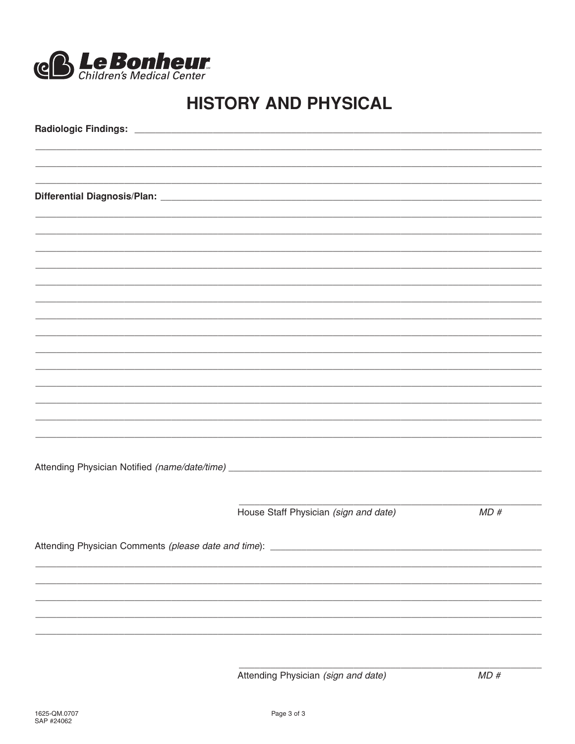Le Bonheur Children's Medical Center

# HISTORY AND PHYSICAL

**Radiologic Findings:** ______________________________________________________________

______________________________________________________________________________

______________________________________________________________________________

______________________________________________________________________________

**Differential Diagnosis/Plan:** ________________________________________________________

______________________________________________________________________________

______________________________________________________________________________

______________________________________________________________________________

______________________________________________________________________________

______________________________________________________________________________

______________________________________________________________________________

______________________________________________________________________________

______________________________________________________________________________

______________________________________________________________________________

______________________________________________________________________________

______________________________________________________________________________

______________________________________________________________________________

______________________________________________________________________________

______________________________________________________________________________

Attending Physician Notified *(name/date/time)* __________________________________________

______________________________________________________

House Staff Physician *(sign and date)* *MD #*

Attending Physician Comments *(please date and time)*: _______________________________________

______________________________________________________________________________

______________________________________________________________________________

______________________________________________________________________________

______________________________________________________________________________

______________________________________________________________________________

______________________________________________________

Attending Physician *(sign and date)* *MD #*

1625-QM.0707
SAP #24062